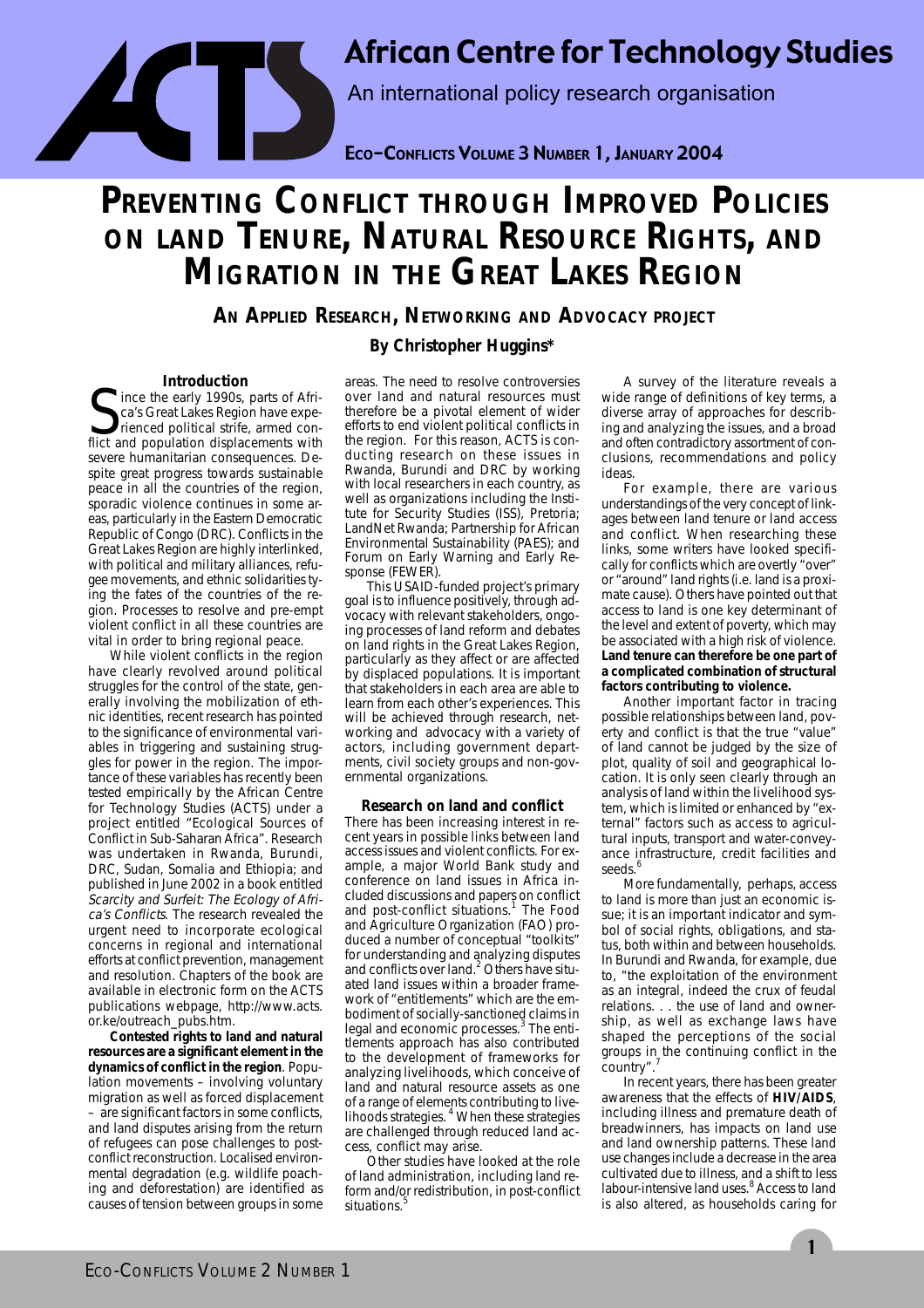# African Centre for Technology Studies

An international policy research organisation

**ECO–CONFLICTS VOLUME 3 NUMBER 1, JANUARY 2004**

# PREVENTING CONFLICT THROUGH IMPROVED POLICIES ON LAND TENURE, NATURAL RESOURCE RIGHTS, AND MIGRATION IN THE GREAT LAKES REGION

## AN APPLIED RESEARCH, NETWORKING AND ADVOCACY PROJECT

**By Christopher Huggins***

### Introduction

Since the early 1990s, parts of Africa's Great Lakes Region have experienced political strife, armed conflict and population displacements with severe humanitarian consequences. Despite great progress towards sustainable peace in all the countries of the region, sporadic violence continues in some areas, particularly in the Eastern Democratic Republic of Congo (DRC). Conflicts in the Great Lakes Region are highly interlinked, with political and military alliances, refugee movements, and ethnic solidarities tying the fates of the countries of the region. Processes to resolve and pre-empt violent conflict in all these countries are vital in order to bring regional peace.

While violent conflicts in the region have clearly revolved around political struggles for the control of the state, generally involving the mobilization of ethnic identities, recent research has pointed to the significance of environmental variables in triggering and sustaining struggles for power in the region. The importance of these variables has recently been tested empirically by the African Centre for Technology Studies (ACTS) under a project entitled "Ecological Sources of Conflict in Sub-Saharan Africa". Research was undertaken in Rwanda, Burundi, DRC, Sudan, Somalia and Ethiopia; and published in June 2002 in a book entitled *Scarcity and Surfeit: The Ecology of Africa's Conflicts*. The research revealed the urgent need to incorporate ecological concerns in regional and international efforts at conflict prevention, management and resolution. Chapters of the book are available in electronic form on the ACTS publications webpage, http://www.acts.or.ke/outreach_pubs.htm.

**Contested rights to land and natural resources are a significant element in the dynamics of conflict in the region**. Population movements – involving voluntary migration as well as forced displacement – are significant factors in some conflicts, and land disputes arising from the return of refugees can pose challenges to post-conflict reconstruction. Localised environmental degradation (e.g. wildlife poaching and deforestation) are identified as causes of tension between groups in some areas. The need to resolve controversies over land and natural resources must therefore be a pivotal element of wider efforts to end violent political conflicts in the region. For this reason, ACTS is conducting research on these issues in Rwanda, Burundi and DRC by working with local researchers in each country, as well as organizations including the Institute for Security Studies (ISS), Pretoria; LandNet Rwanda; Partnership for African Environmental Sustainability (PAES); and Forum on Early Warning and Early Response (FEWER).

This USAID-funded project's primary goal is to influence positively, through advocacy with relevant stakeholders, ongoing processes of land reform and debates on land rights in the Great Lakes Region, particularly as they affect or are affected by displaced populations. It is important that stakeholders in each area are able to learn from each other's experiences. This will be achieved through research, networking and advocacy with a variety of actors, including government departments, civil society groups and non-governmental organizations.

### Research on land and conflict

There has been increasing interest in recent years in possible links between land access issues and violent conflicts. For example, a major World Bank study and conference on land issues in Africa included discussions and papers on conflict and post-conflict situations.[1] The Food and Agriculture Organization (FAO) produced a number of conceptual "toolkits" for understanding and analyzing disputes and conflicts over land.[2] Others have situated land issues within a broader framework of "entitlements" which are the embodiment of socially-sanctioned claims in legal and economic processes.[3] The entitlements approach has also contributed to the development of frameworks for analyzing livelihoods, which conceive of land and natural resource assets as one of a range of elements contributing to livelihoods strategies.[4] When these strategies are challenged through reduced land access, conflict may arise.

Other studies have looked at the role of land administration, including land reform and/or redistribution, in post-conflict situations.[5]

A survey of the literature reveals a wide range of definitions of key terms, a diverse array of approaches for describing and analyzing the issues, and a broad and often contradictory assortment of conclusions, recommendations and policy ideas.

For example, there are various understandings of the very concept of linkages between land tenure or land access and conflict. When researching these links, some writers have looked specifically for conflicts which are overtly "over" or "around" land rights (i.e. land is a proximate cause). Others have pointed out that access to land is one key determinant of the level and extent of poverty, which may be associated with a high risk of violence. **Land tenure can therefore be one part of a complicated combination of structural factors contributing to violence.**

Another important factor in tracing possible relationships between land, poverty and conflict is that the true "value" of land cannot be judged by the size of plot, quality of soil and geographical location. It is only seen clearly through an analysis of land within the livelihood system, which is limited or enhanced by "external" factors such as access to agricultural inputs, transport and water-conveyance infrastructure, credit facilities and seeds.[6]

More fundamentally, perhaps, access to land is more than just an economic issue; it is an important indicator and symbol of social rights, obligations, and status, both within and between households. In Burundi and Rwanda, for example, due to, "the exploitation of the environment as an integral, indeed the crux of feudal relations. . . the use of land and ownership, as well as exchange laws have shaped the perceptions of the social groups in the continuing conflict in the country".[7]

In recent years, there has been greater awareness that the effects of **HIV/AIDS**, including illness and premature death of breadwinners, has impacts on land use and land ownership patterns. These land use changes include a decrease in the area cultivated due to illness, and a shift to less labour-intensive land uses.[8] Access to land is also altered, as households caring for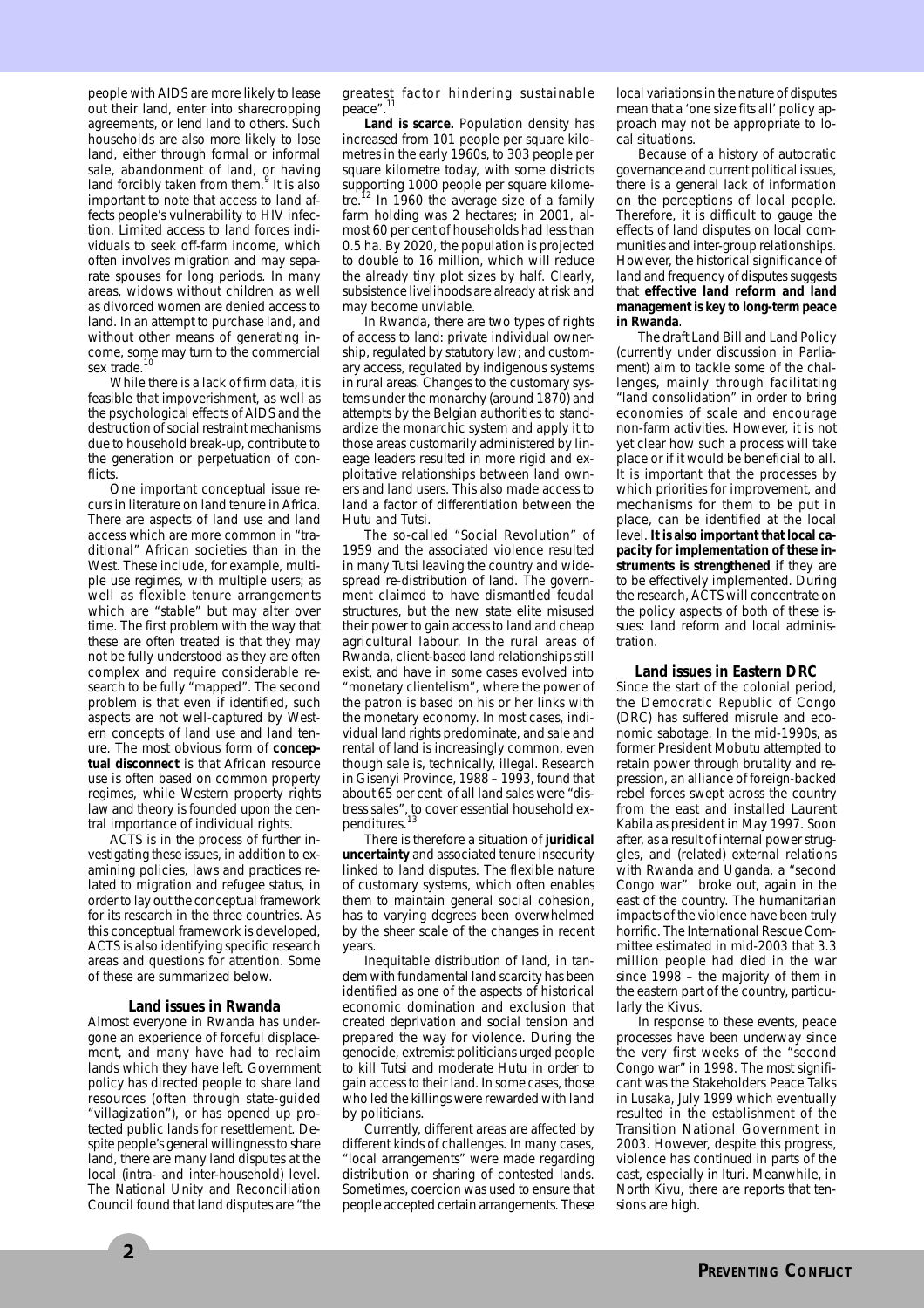people with AIDS are more likely to lease out their land, enter into sharecropping agreements, or lend land to others. Such households are also more likely to lose land, either through formal or informal sale, abandonment of land, or having land forcibly taken from them.[9] It is also important to note that access to land affects people's vulnerability to HIV infection. Limited access to land forces individuals to seek off-farm income, which often involves migration and may separate spouses for long periods. In many areas, widows without children as well as divorced women are denied access to land. In an attempt to purchase land, and without other means of generating income, some may turn to the commercial sex trade.[10]

While there is a lack of firm data, it is feasible that impoverishment, as well as the psychological effects of AIDS and the destruction of social restraint mechanisms due to household break-up, contribute to the generation or perpetuation of conflicts.

One important conceptual issue recurs in literature on land tenure in Africa. There are aspects of land use and land access which are more common in "traditional" African societies than in the West. These include, for example, multiple use regimes, with multiple users; as well as flexible tenure arrangements which are "stable" but may alter over time. The first problem with the way that these are often treated is that they may not be fully understood as they are often complex and require considerable research to be fully "mapped". The second problem is that even if identified, such aspects are not well-captured by Western concepts of land use and land tenure. The most obvious form of **conceptual disconnect** is that African resource use is often based on common property regimes, while Western property rights law and theory is founded upon the central importance of individual rights.

ACTS is in the process of further investigating these issues, in addition to examining policies, laws and practices related to migration and refugee status, in order to lay out the conceptual framework for its research in the three countries. As this conceptual framework is developed, ACTS is also identifying specific research areas and questions for attention. Some of these are summarized below.

## Land issues in Rwanda

Almost everyone in Rwanda has undergone an experience of forceful displacement, and many have had to reclaim lands which they have left. Government policy has directed people to share land resources (often through state-guided "villagization"), or has opened up protected public lands for resettlement. Despite people's general willingness to share land, there are many land disputes at the local (intra- and inter-household) level. The National Unity and Reconciliation Council found that land disputes are "the greatest factor hindering sustainable peace".[11]

**Land is scarce.** Population density has increased from 101 people per square kilometres in the early 1960s, to 303 people per square kilometre today, with some districts supporting 1000 people per square kilometre.[12] In 1960 the average size of a family farm holding was 2 hectares; in 2001, almost 60 per cent of households had less than 0.5 ha. By 2020, the population is projected to double to 16 million, which will reduce the already tiny plot sizes by half. Clearly, subsistence livelihoods are already at risk and may become unviable.

In Rwanda, there are two types of rights of access to land: private individual ownership, regulated by statutory law; and customary access, regulated by indigenous systems in rural areas. Changes to the customary systems under the monarchy (around 1870) and attempts by the Belgian authorities to standardize the monarchic system and apply it to those areas customarily administered by lineage leaders resulted in more rigid and exploitative relationships between land owners and land users. This also made access to land a factor of differentiation between the Hutu and Tutsi.

The so-called "Social Revolution" of 1959 and the associated violence resulted in many Tutsi leaving the country and widespread re-distribution of land. The government claimed to have dismantled feudal structures, but the new state elite misused their power to gain access to land and cheap agricultural labour. In the rural areas of Rwanda, client-based land relationships still exist, and have in some cases evolved into "monetary clientelism", where the power of the patron is based on his or her links with the monetary economy. In most cases, individual land rights predominate, and sale and rental of land is increasingly common, even though sale is, technically, illegal. Research in Gisenyi Province, 1988 – 1993, found that about 65 per cent of all land sales were "distress sales", to cover essential household expenditures.[13]

There is therefore a situation of **juridical uncertainty** and associated tenure insecurity linked to land disputes. The flexible nature of customary systems, which often enables them to maintain general social cohesion, has to varying degrees been overwhelmed by the sheer scale of the changes in recent years.

Inequitable distribution of land, in tandem with fundamental land scarcity has been identified as one of the aspects of historical economic domination and exclusion that created deprivation and social tension and prepared the way for violence. During the genocide, extremist politicians urged people to kill Tutsi and moderate Hutu in order to gain access to their land. In some cases, those who led the killings were rewarded with land by politicians.

Currently, different areas are affected by different kinds of challenges. In many cases, "local arrangements" were made regarding distribution or sharing of contested lands. Sometimes, coercion was used to ensure that people accepted certain arrangements. These local variations in the nature of disputes mean that a 'one size fits all' policy approach may not be appropriate to local situations.

Because of a history of autocratic governance and current political issues, there is a general lack of information on the perceptions of local people. Therefore, it is difficult to gauge the effects of land disputes on local communities and inter-group relationships. However, the historical significance of land and frequency of disputes suggests that **effective land reform and land management is key to long-term peace in Rwanda**.

The draft Land Bill and Land Policy (currently under discussion in Parliament) aim to tackle some of the challenges, mainly through facilitating "land consolidation" in order to bring economies of scale and encourage non-farm activities. However, it is not yet clear how such a process will take place or if it would be beneficial to all. It is important that the processes by which priorities for improvement, and mechanisms for them to be put in place, can be identified at the local level. **It is also important that local capacity for implementation of these instruments is strengthened** if they are to be effectively implemented. During the research, ACTS will concentrate on the policy aspects of both of these issues: land reform and local administration.

## Land issues in Eastern DRC

Since the start of the colonial period, the Democratic Republic of Congo (DRC) has suffered misrule and economic sabotage. In the mid-1990s, as former President Mobutu attempted to retain power through brutality and repression, an alliance of foreign-backed rebel forces swept across the country from the east and installed Laurent Kabila as president in May 1997. Soon after, as a result of internal power struggles, and (related) external relations with Rwanda and Uganda, a "second Congo war" broke out, again in the east of the country. The humanitarian impacts of the violence have been truly horrific. The International Rescue Committee estimated in mid-2003 that 3.3 million people had died in the war since 1998 – the majority of them in the eastern part of the country, particularly the Kivus.

In response to these events, peace processes have been underway since the very first weeks of the "second Congo war" in 1998. The most significant was the Stakeholders Peace Talks in Lusaka, July 1999 which eventually resulted in the establishment of the Transition National Government in 2003. However, despite this progress, violence has continued in parts of the east, especially in Ituri. Meanwhile, in North Kivu, there are reports that tensions are high.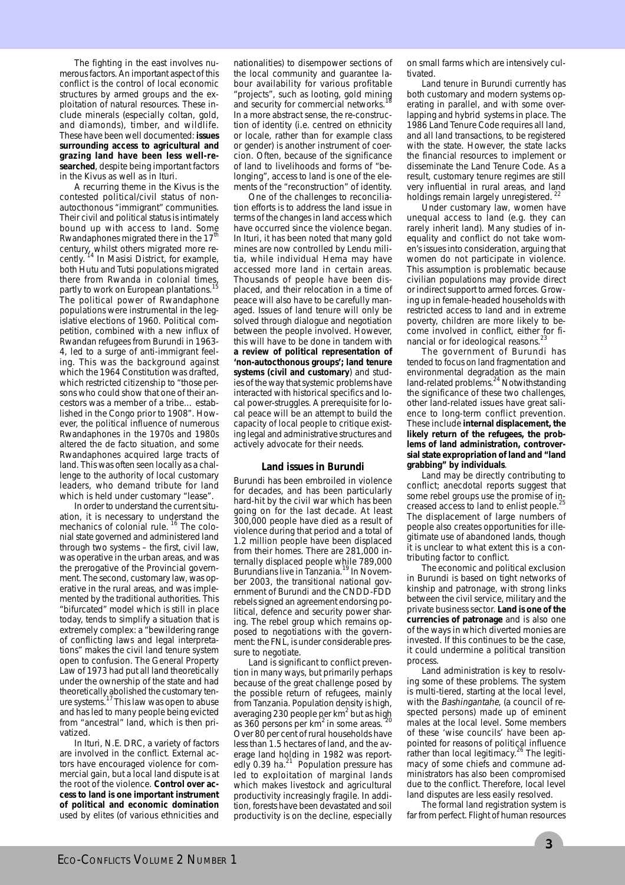The fighting in the east involves numerous factors. An important aspect of this conflict is the control of local economic structures by armed groups and the exploitation of natural resources. These include minerals (especially coltan, gold, and diamonds), timber, and wildlife. These have been well documented: **issues surrounding access to agricultural and grazing land have been less well-researched**, despite being important factors in the Kivus as well as in Ituri.

A recurring theme in the Kivus is the contested political/civil status of non-autocthonous "immigrant" communities. Their civil and political status is intimately bound up with access to land. Some Rwandaphones migrated there in the 17th century, whilst others migrated more recently.[14] In Masisi District, for example, both Hutu and Tutsi populations migrated there from Rwanda in colonial times, partly to work on European plantations.[15] The political power of Rwandaphone populations were instrumental in the legislative elections of 1960. Political competition, combined with a new influx of Rwandan refugees from Burundi in 1963-4, led to a surge of anti-immigrant feeling. This was the background against which the 1964 Constitution was drafted, which restricted citizenship to "those persons who could show that one of their ancestors was a member of a tribe... established in the Congo prior to 1908". However, the political influence of numerous Rwandaphones in the 1970s and 1980s altered the de facto situation, and some Rwandaphones acquired large tracts of land. This was often seen locally as a challenge to the authority of local customary leaders, who demand tribute for land which is held under customary "lease".

In order to understand the current situation, it is necessary to understand the mechanics of colonial rule.[16] The colonial state governed and administered land through two systems – the first, civil law, was operative in the urban areas, and was the prerogative of the Provincial government. The second, customary law, was operative in the rural areas, and was implemented by the traditional authorities. This "bifurcated" model which is still in place today, tends to simplify a situation that is extremely complex: a "bewildering range of conflicting laws and legal interpretations" makes the civil land tenure system open to confusion. The General Property Law of 1973 had put all land theoretically under the ownership of the state and had theoretically abolished the customary tenure systems.[17] This law was open to abuse and has led to many people being evicted from "ancestral" land, which is then privatized.

In Ituri, N.E. DRC, a variety of factors are involved in the conflict. External actors have encouraged violence for commercial gain, but a local land dispute is at the root of the violence. **Control over access to land is one important instrument of political and economic domination** used by elites (of various ethnicities and nationalities) to disempower sections of the local community and guarantee labour availability for various profitable "projects", such as looting, gold mining and security for commercial networks.[18] In a more abstract sense, the re-construction of identity (i.e. centred on ethnicity or locale, rather than for example class or gender) is another instrument of coercion. Often, because of the significance of land to livelihoods and forms of "belonging", access to land is one of the elements of the "reconstruction" of identity.

One of the challenges to reconciliation efforts is to address the land issue in terms of the changes in land access which have occurred since the violence began. In Ituri, it has been noted that many gold mines are now controlled by Lendu militia, while individual Hema may have accessed more land in certain areas. Thousands of people have been displaced, and their relocation in a time of peace will also have to be carefully managed. Issues of land tenure will only be solved through dialogue and negotiation between the people involved. However, this will have to be done in tandem with **a review of political representation of 'non-autocthonous groups'; land tenure systems (civil and customary**) and studies of the way that systemic problems have interacted with historical specifics and local power-struggles. A prerequisite for local peace will be an attempt to build the capacity of local people to critique existing legal and administrative structures and actively advocate for their needs.

## Land issues in Burundi

Burundi has been embroiled in violence for decades, and has been particularly hard-hit by the civil war which has been going on for the last decade. At least 300,000 people have died as a result of violence during that period and a total of 1.2 million people have been displaced from their homes. There are 281,000 internally displaced people while 789,000 Burundians live in Tanzania.[19] In November 2003, the transitional national government of Burundi and the CNDD-FDD rebels signed an agreement endorsing political, defence and security power sharing. The rebel group which remains opposed to negotiations with the government: the FNL, is under considerable pressure to negotiate.

Land is significant to conflict prevention in many ways, but primarily perhaps because of the great challenge posed by the possible return of refugees, mainly from Tanzania. Population density is high, averaging 230 people per km$^2$ but as high as 360 persons per km$^2$ in some areas.[20] Over 80 per cent of rural households have less than 1.5 hectares of land, and the average land holding in 1982 was reportedly 0.39 ha.[21] Population pressure has led to exploitation of marginal lands which makes livestock and agricultural productivity increasingly fragile. In addition, forests have been devastated and soil productivity is on the decline, especially on small farms which are intensively cultivated.

Land tenure in Burundi currently has both customary and modern systems operating in parallel, and with some overlapping and hybrid systems in place. The 1986 Land Tenure Code requires all land, and all land transactions, to be registered with the state. However, the state lacks the financial resources to implement or disseminate the Land Tenure Code. As a result, customary tenure regimes are still very influential in rural areas, and land holdings remain largely unregistered.[22]

Under customary law, women have unequal access to land (e.g. they can rarely inherit land). Many studies of inequality and conflict do not take women's issues into consideration, arguing that women do not participate in violence. This assumption is problematic because civilian populations may provide direct or indirect support to armed forces. Growing up in female-headed households with restricted access to land and in extreme poverty, children are more likely to become involved in conflict, either for financial or for ideological reasons.[23]

The government of Burundi has tended to focus on land fragmentation and environmental degradation as the main land-related problems.[24] Notwithstanding the significance of these two challenges, other land-related issues have great salience to long-term conflict prevention. These include **internal displacement, the likely return of the refugees, the problems of land administration, controversial state expropriation of land and "land grabbing" by individuals**.

Land may be directly contributing to conflict; anecdotal reports suggest that some rebel groups use the promise of increased access to land to enlist people.[25] The displacement of large numbers of people also creates opportunities for illegitimate use of abandoned lands, though it is unclear to what extent this is a contributing factor to conflict.

The economic and political exclusion in Burundi is based on tight networks of kinship and patronage, with strong links between the civil service, military and the private business sector. **Land is one of the currencies of patronage** and is also one of the ways in which diverted monies are invested. If this continues to be the case, it could undermine a political transition process.

Land administration is key to resolving some of these problems. The system is multi-tiered, starting at the local level, with the *Bashingantahe*, (a council of respected persons) made up of eminent males at the local level. Some members of these 'wise councils' have been appointed for reasons of political influence rather than local legitimacy.[26] The legitimacy of some chiefs and commune administrators has also been compromised due to the conflict. Therefore, local level land disputes are less easily resolved.

The formal land registration system is far from perfect. Flight of human resources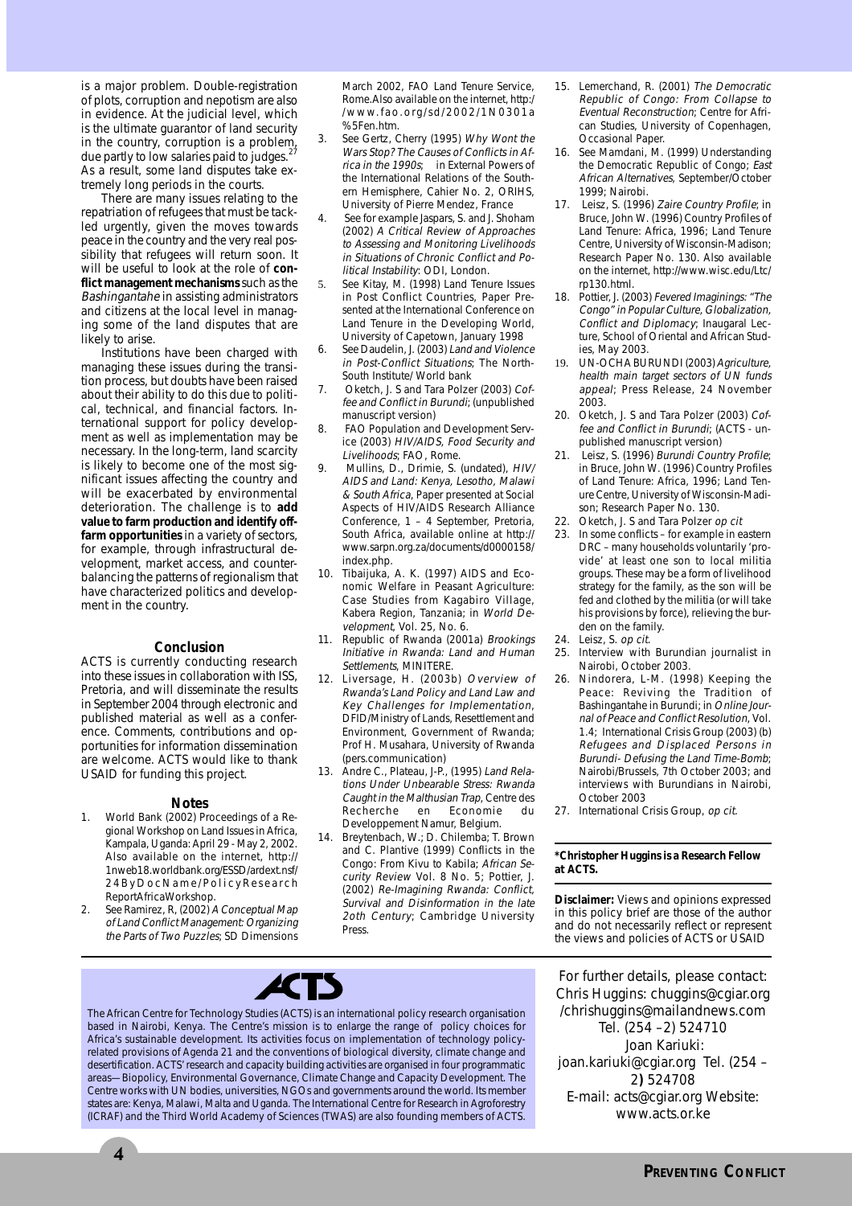is a major problem. Double-registration of plots, corruption and nepotism are also in evidence. At the judicial level, which is the ultimate guarantor of land security in the country, corruption is a problem, due partly to low salaries paid to judges.[27] As a result, some land disputes take extremely long periods in the courts.

There are many issues relating to the repatriation of refugees that must be tackled urgently, given the moves towards peace in the country and the very real possibility that refugees will return soon. It will be useful to look at the role of **conflict management mechanisms** such as the *Bashingantahe* in assisting administrators and citizens at the local level in managing some of the land disputes that are likely to arise.

Institutions have been charged with managing these issues during the transition process, but doubts have been raised about their ability to do this due to political, technical, and financial factors. International support for policy development as well as implementation may be necessary. In the long-term, land scarcity is likely to become one of the most significant issues affecting the country and will be exacerbated by environmental deterioration. The challenge is to **add value to farm production and identify off-farm opportunities** in a variety of sectors, for example, through infrastructural development, market access, and counter-balancing the patterns of regionalism that have characterized politics and development in the country.

## Conclusion

ACTS is currently conducting research into these issues in collaboration with ISS, Pretoria, and will disseminate the results in September 2004 through electronic and published material as well as a conference. Comments, contributions and opportunities for information dissemination are welcome. ACTS would like to thank USAID for funding this project.

## Notes

1. World Bank (2002) Proceedings of a Regional Workshop on Land Issues in Africa, Kampala, Uganda: April 29 - May 2, 2002. Also available on the internet, http://1nweb18.worldbank.org/ESSD/ardext.nsf/24ByDocName/PolicyResearchReportAfricaWorkshop.
2. See Ramirez, R, (2002) *A Conceptual Map of Land Conflict Management: Organizing the Parts of Two Puzzles*; SD Dimensions March 2002, FAO Land Tenure Service, Rome.Also available on the internet, http://www.fao.org/sd/2002/1N0301a%5Fen.htm.
3. See Gertz, Cherry (1995) *Why Wont the Wars Stop? The Causes of Conflicts in Africa in the 1990s*; in External Powers of the International Relations of the Southern Hemisphere, Cahier No. 2, ORIHS, University of Pierre Mendez, France
4. See for example Jaspars, S. and J. Shoham (2002) *A Critical Review of Approaches to Assessing and Monitoring Livelihoods in Situations of Chronic Conflict and Political Instability*: ODI, London.
5. See Kitay, M. (1998) Land Tenure Issues in Post Conflict Countries, Paper Presented at the International Conference on Land Tenure in the Developing World, University of Capetown, January 1998
6. See Daudelin, J. (2003) *Land and Violence in Post-Conflict Situations*; The North-South Institute/ World bank
7. Oketch, J. S and Tara Polzer (2003) *Coffee and Conflict in Burundi*; (unpublished manuscript version)
8. FAO Population and Development Service (2003) *HIV/AIDS, Food Security and Livelihoods*; FAO, Rome.
9. Mullins, D., Drimie, S. (undated), *HIV/AIDS and Land: Kenya, Lesotho, Malawi & South Africa*, Paper presented at Social Aspects of HIV/AIDS Research Alliance Conference, 1 – 4 September, Pretoria, South Africa, available online at http://www.sarpn.org.za/documents/d0000158/index.php.
10. Tibaijuka, A. K. (1997) AIDS and Economic Welfare in Peasant Agriculture: Case Studies from Kagabiro Village, Kabera Region, Tanzania; in *World Development*, Vol. 25, No. 6.
11. Republic of Rwanda (2001a) *Brookings Initiative in Rwanda: Land and Human Settlements*, MINITERE.
12. Liversage, H. (2003b) *Overview of Rwanda's Land Policy and Land Law and Key Challenges for Implementation*, DFID/Ministry of Lands, Resettlement and Environment, Government of Rwanda; Prof H. Musahara, University of Rwanda (pers.communication)
13. Andre C., Plateau, J-P., (1995) *Land Relations Under Unbearable Stress: Rwanda Caught in the Malthusian Trap*, Centre des Recherche en Economie du Developpement Namur, Belgium.
14. Breytenbach, W.; D. Chilemba; T. Brown and C. Plantive (1999) Conflicts in the Congo: From Kivu to Kabila; *African Security Review* Vol. 8 No. 5; Pottier, J. (2002) *Re-Imagining Rwanda: Conflict, Survival and Disinformation in the late 2oth Century*; Cambridge University Press.
15. Lemerchand, R. (2001) *The Democratic Republic of Congo: From Collapse to Eventual Reconstruction*; Centre for African Studies, University of Copenhagen, Occasional Paper.
16. See Mamdani, M. (1999) Understanding the Democratic Republic of Congo; *East African Alternatives*, September/October 1999; Nairobi.
17. Leisz, S. (1996) *Zaire Country Profile*; in Bruce, John W. (1996) Country Profiles of Land Tenure: Africa, 1996; Land Tenure Centre, University of Wisconsin-Madison; Research Paper No. 130. Also available on the internet, http://www.wisc.edu/Ltc/rp130.html.
18. Pottier, J. (2003) *Fevered Imaginings: "The Congo" in Popular Culture, Globalization, Conflict and Diplomacy*; Inaugural Lecture, School of Oriental and African Studies, May 2003.
19. UN-OCHA BURUNDI (2003) *Agriculture, health main target sectors of UN funds appeal*; Press Release, 24 November 2003.
20. Oketch, J. S and Tara Polzer (2003) *Coffee and Conflict in Burundi*; (ACTS - unpublished manuscript version)
21. Leisz, S. (1996) *Burundi Country Profile*; in Bruce, John W. (1996) Country Profiles of Land Tenure: Africa, 1996; Land Tenure Centre, University of Wisconsin-Madison; Research Paper No. 130.
22. Oketch, J. S and Tara Polzer *op cit*
23. In some conflicts – for example in eastern DRC – many households voluntarily 'provide' at least one son to local militia groups. These may be a form of livelihood strategy for the family, as the son will be fed and clothed by the militia (or will take his provisions by force), relieving the burden on the family.
24. Leisz, S. *op cit*.
25. Interview with Burundian journalist in Nairobi, October 2003.
26. Nindorera, L-M. (1998) Keeping the Peace: Reviving the Tradition of Bashingantahe in Burundi; in *Online Journal of Peace and Conflict Resolution*, Vol. 1.4; International Crisis Group (2003) (b) *Refugees and Displaced Persons in Burundi- Defusing the Land Time-Bomb*; Nairobi/Brussels, 7th October 2003; and interviews with Burundians in Nairobi, October 2003
27. International Crisis Group, *op cit*.

**\*Christopher Huggins is a Research Fellow at ACTS.**

**Disclaimer:** Views and opinions expressed in this policy brief are those of the author and do not necessarily reflect or represent the views and policies of ACTS or USAID

ACTS

The African Centre for Technology Studies (ACTS) is an international policy research organisation based in Nairobi, Kenya. The Centre's mission is to enlarge the range of policy choices for Africa's sustainable development. Its activities focus on implementation of technology policy-related provisions of Agenda 21 and the conventions of biological diversity, climate change and desertification. ACTS' research and capacity building activities are organised in four programmatic areas—Biopolicy, Environmental Governance, Climate Change and Capacity Development. The Centre works with UN bodies, universities, NGOs and governments around the world. Its member states are: Kenya, Malawi, Malta and Uganda. The International Centre for Research in Agroforestry (ICRAF) and the Third World Academy of Sciences (TWAS) are also founding members of ACTS.

For further details, please contact:
Chris Huggins: chuggins@cgiar.org /chrishuggins@mailandnews.com
Tel. (254 –2) 524710
Joan Kariuki:
joan.kariuki@cgiar.org Tel. (254 – 2) 524708
E-mail: acts@cgiar.org Website: www.acts.or.ke